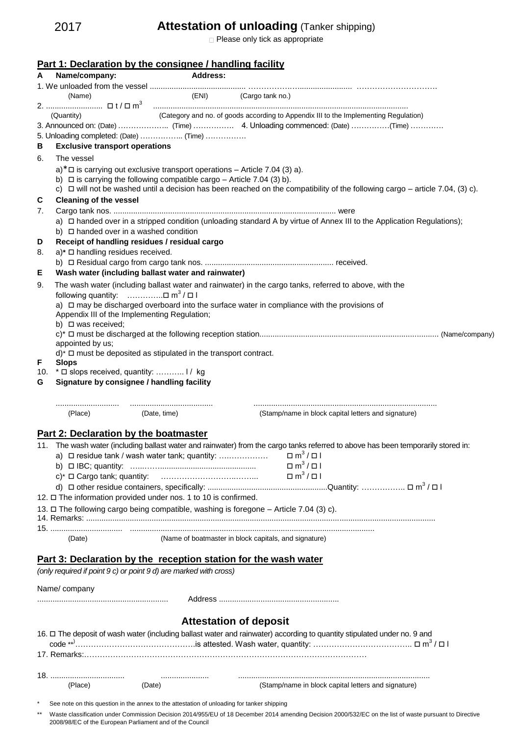2017

# Attestation of unloading (Tanker shipping)

□ Please only tick as appropriate

## Part 1: Declaration by the consignee / handling facility

**A Name/company: Address:**

1. We unloaded from the vessel ........................................... …………………...................... ………………………….
   (Name) (ENI) (Cargo tank no.)

2. .......................... □ t / □ $m^3$ ...................................................................................................................
   (Quantity) (Category and no. of goods according to Appendix III to the Implementing Regulation)

3. Announced on: (Date) ……………….. (Time) ……………. 4. Unloading commenced: (Date) ……………(Time) ………….

5. Unloading completed: (Date) …………….. (Time) …………….

**B Exclusive transport operations**

6. The vessel
   a)* □ is carrying out exclusive transport operations – Article 7.04 (3) a).
   b) □ is carrying the following compatible cargo – Article 7.04 (3) b).
   c) □ will not be washed until a decision has been reached on the compatibility of the following cargo – article 7.04, (3) c).

**C Cleaning of the vessel**

7. Cargo tank nos. ...................................................................................................... were
   a) □ handed over in a stripped condition (unloading standard A by virtue of Annex III to the Application Regulations);
   b) □ handed over in a washed condition

**D Receipt of handling residues / residual cargo**

8. a)* □ handling residues received.
   b) □ Residual cargo from cargo tank nos. ........................................................... received.

**E Wash water (including ballast water and rainwater)**

9. The wash water (including ballast water and rainwater) in the cargo tanks, referred to above, with the following quantity: …………..□ $m^3$ / □ l
   a) □ may be discharged overboard into the surface water in compliance with the provisions of Appendix III of the Implementing Regulation;
   b) □ was received;
   c)* □ must be discharged at the following reception station................................................................................. (Name/company) appointed by us;
   d)* □ must be deposited as stipulated in the transport contract.

**F Slops**

10. * □ slops received, quantity: ……….. l / kg

**G Signature by consignee / handling facility**

............................ ...................................... ....................................................................................
(Place) (Date, time) (Stamp/name in block capital letters and signature)

## Part 2: Declaration by the boatmaster

11. The wash water (including ballast water and rainwater) from the cargo tanks referred to above has been temporarily stored in:
    a) □ residue tank / wash water tank; quantity: ………………. □ $m^3$ / □ l
    b) □ IBC; quantity: …...…….......................................... □ $m^3$ / □ l
    c)* □ Cargo tank; quantity: ………………………..……... □ $m^3$ / □ l
    d) □ other residue containers, specifically: ......................................................Quantity: …………….. □ $m^3$ / □ l

12. □ The information provided under nos. 1 to 10 is confirmed.

13. □ The following cargo being compatible, washing is foregone – Article 7.04 (3) c).

14. Remarks: .........................................................................................................................................................

15. ................................. ...............................................................................................................
    (Date) (Name of boatmaster in block capitals, and signature)

## Part 3: Declaration by the reception station for the wash water

*(only required if point 9 c) or point 9 d) are marked with cross)*

Name/ company

........................................................... Address .......................................................

### Attestation of deposit

16. □ The deposit of wash water (including ballast water and rainwater) according to quantity stipulated under no. 9 and code **)……………………………………….is attested. Wash water, quantity: ……………………………….. □ $m^3$ / □ l

17. Remarks:………………………………………………………………………………………………

18. .................................. ...................... ........................................................................................
    (Place) (Date) (Stamp/name in block capital letters and signature)

\* See note on this question in the annex to the attestation of unloading for tanker shipping

\*\* Waste classification under Commission Decision 2014/955/EU of 18 December 2014 amending Decision 2000/532/EC on the list of waste pursuant to Directive 2008/98/EC of the European Parliament and of the Council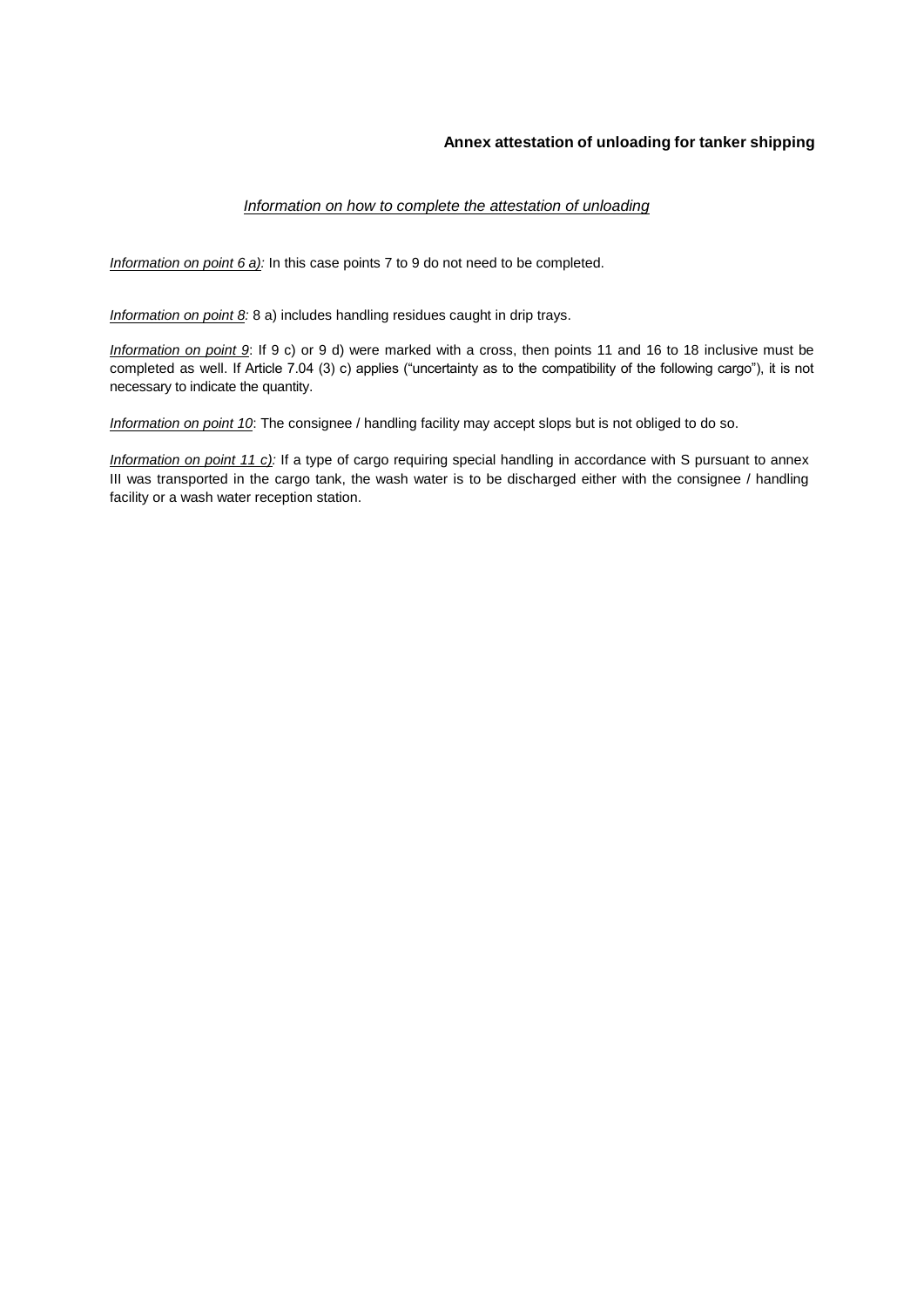**Annex attestation of unloading for tanker shipping**

*Information on how to complete the attestation of unloading*

*Information on point 6 a):* In this case points 7 to 9 do not need to be completed.

*Information on point 8:* 8 a) includes handling residues caught in drip trays.

*Information on point 9*: If 9 c) or 9 d) were marked with a cross, then points 11 and 16 to 18 inclusive must be completed as well. If Article 7.04 (3) c) applies ("uncertainty as to the compatibility of the following cargo"), it is not necessary to indicate the quantity.

*Information on point 10*: The consignee / handling facility may accept slops but is not obliged to do so.

*Information on point 11 c):* If a type of cargo requiring special handling in accordance with S pursuant to annex III was transported in the cargo tank, the wash water is to be discharged either with the consignee / handling facility or a wash water reception station.